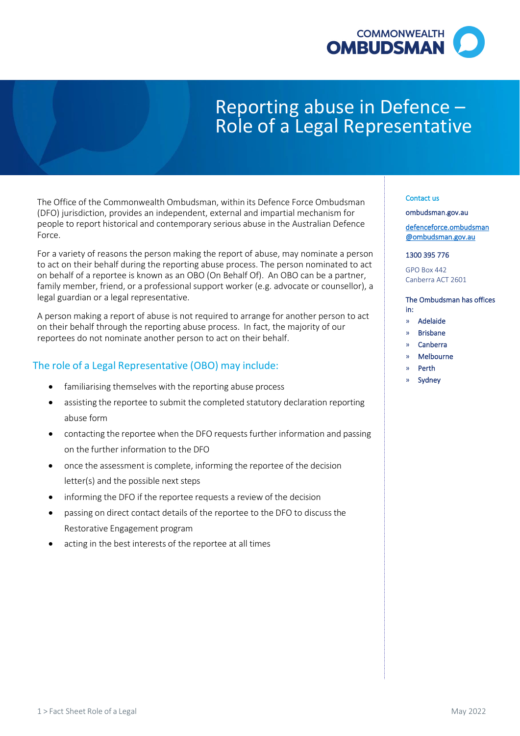COMMONWEALTH OMBUDSMAN

# Reporting abuse in Defence – Role of a Legal Representative

The Office of the Commonwealth Ombudsman, within its Defence Force Ombudsman (DFO) jurisdiction, provides an independent, external and impartial mechanism for people to report historical and contemporary serious abuse in the Australian Defence Force.

For a variety of reasons the person making the report of abuse, may nominate a person to act on their behalf during the reporting abuse process. The person nominated to act on behalf of a reportee is known as an OBO (On Behalf Of). An OBO can be a partner, family member, friend, or a professional support worker (e.g. advocate or counsellor), a legal guardian or a legal representative.

A person making a report of abuse is not required to arrange for another person to act on their behalf through the reporting abuse process. In fact, the majority of our reportees do not nominate another person to act on their behalf.

## The role of a Legal Representative (OBO) may include:

- familiarising themselves with the reporting abuse process
- assisting the reportee to submit the completed statutory declaration reporting abuse form
- contacting the reportee when the DFO requests further information and passing on the further information to the DFO
- once the assessment is complete, informing the reportee of the decision letter(s) and the possible next steps
- informing the DFO if the reportee requests a review of the decision
- passing on direct contact details of the reportee to the DFO to discuss the Restorative Engagement program
- acting in the best interests of the reportee at all times

### Contact us

ombudsman.gov.au

defenceforce.ombudsman@ombudsman.gov.au

1300 395 776

GPO Box 442
Canberra ACT 2601

The Ombudsman has offices in:

- Adelaide
- Brisbane
- Canberra
- Melbourne
- Perth
- Sydney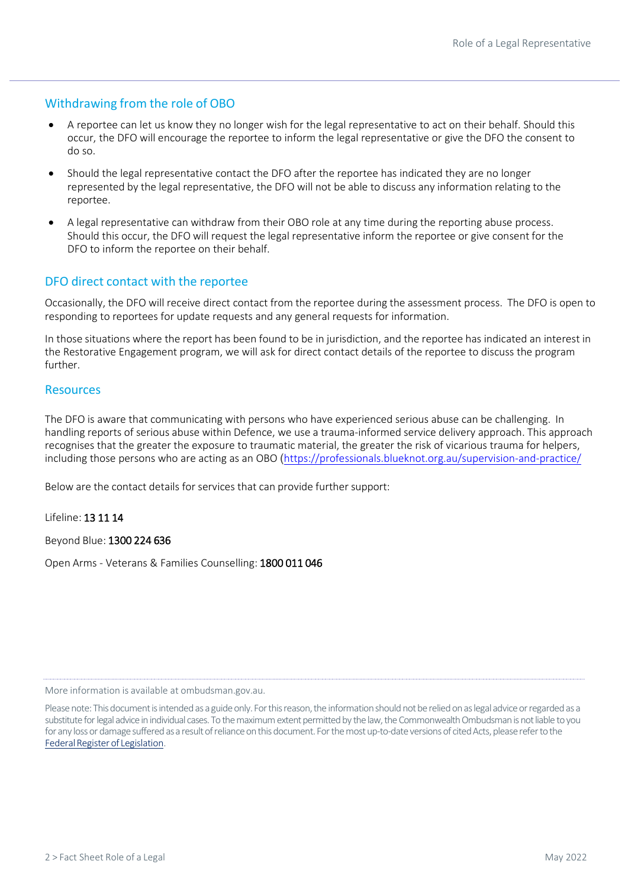## Withdrawing from the role of OBO

- A reportee can let us know they no longer wish for the legal representative to act on their behalf. Should this occur, the DFO will encourage the reportee to inform the legal representative or give the DFO the consent to do so.
- Should the legal representative contact the DFO after the reportee has indicated they are no longer represented by the legal representative, the DFO will not be able to discuss any information relating to the reportee.
- A legal representative can withdraw from their OBO role at any time during the reporting abuse process. Should this occur, the DFO will request the legal representative inform the reportee or give consent for the DFO to inform the reportee on their behalf.

## DFO direct contact with the reportee

Occasionally, the DFO will receive direct contact from the reportee during the assessment process. The DFO is open to responding to reportees for update requests and any general requests for information.

In those situations where the report has been found to be in jurisdiction, and the reportee has indicated an interest in the Restorative Engagement program, we will ask for direct contact details of the reportee to discuss the program further.

## Resources

The DFO is aware that communicating with persons who have experienced serious abuse can be challenging. In handling reports of serious abuse within Defence, we use a trauma-informed service delivery approach. This approach recognises that the greater the exposure to traumatic material, the greater the risk of vicarious trauma for helpers, including those persons who are acting as an OBO (https://professionals.blueknot.org.au/supervision-and-practice/

Below are the contact details for services that can provide further support:

Lifeline: 13 11 14

Beyond Blue: 1300 224 636

Open Arms - Veterans & Families Counselling: 1800 011 046

More information is available at ombudsman.gov.au.

Please note: This document is intended as a guide only. For this reason, the information should not be relied on as legal advice or regarded as a substitute for legal advice in individual cases. To the maximum extent permitted by the law, the Commonwealth Ombudsman is not liable to you for any loss or damage suffered as a result of reliance on this document. For the most up-to-date versions of cited Acts, please refer to the Federal Register of Legislation.